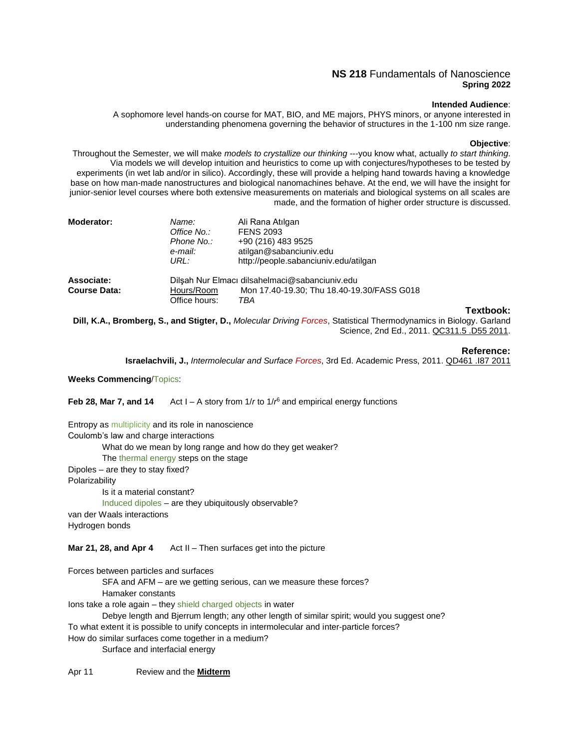# **NS 218** Fundamentals of Nanoscience
**Spring 2022**

**Intended Audience**:

A sophomore level hands-on course for MAT, BIO, and ME majors, PHYS minors, or anyone interested in understanding phenomena governing the behavior of structures in the 1-100 nm size range.

**Objective**:

Throughout the Semester, we will make *models to crystallize our thinking* ---you know what, actually *to start thinking*. Via models we will develop intuition and heuristics to come up with conjectures/hypotheses to be tested by experiments (in wet lab and/or in silico). Accordingly, these will provide a helping hand towards having a knowledge base on how man-made nanostructures and biological nanomachines behave. At the end, we will have the insight for junior-senior level courses where both extensive measurements on materials and biological systems on all scales are made, and the formation of higher order structure is discussed.

| | | |
|---|---|---|
| **Moderator:** | *Name:* | Ali Rana Atılgan |
| | *Office No.:* | FENS 2093 |
| | *Phone No.:* | +90 (216) 483 9525 |
| | *e-mail:* | atilgan@sabanciuniv.edu |
| | *URL:* | http://people.sabanciuniv.edu/atilgan |
| **Associate:** | Dilşah Nur Elmacı dilsahelmaci@sabanciuniv.edu | |
| **Course Data:** | Hours/Room | Mon 17.40-19.30; Thu 18.40-19.30/FASS G018 |
| | Office hours: | *TBA* |

**Textbook:**

**Dill, K.A., Bromberg, S., and Stigter, D.,** *Molecular Driving Forces*, Statistical Thermodynamics in Biology. Garland Science, 2nd Ed., 2011. QC311.5 .D55 2011.

**Reference:**

**Israelachvili, J.,** *Intermolecular and Surface Forces*, 3rd Ed. Academic Press, 2011. QD461 .I87 2011

**Weeks Commencing**/Topics:

**Feb 28, Mar 7, and 14** Act I – A story from $1/r$ to $1/r^6$ and empirical energy functions

Entropy as multiplicity and its role in nanoscience
Coulomb's law and charge interactions
- What do we mean by long range and how do they get weaker?
- The thermal energy steps on the stage

Dipoles – are they to stay fixed?
Polarizability
- Is it a material constant?
- Induced dipoles – are they ubiquitously observable?

van der Waals interactions
Hydrogen bonds

**Mar 21, 28, and Apr 4** Act II – Then surfaces get into the picture

Forces between particles and surfaces
- SFA and AFM – are we getting serious, can we measure these forces?
- Hamaker constants

Ions take a role again – they shield charged objects in water
- Debye length and Bjerrum length; any other length of similar spirit; would you suggest one?

To what extent it is possible to unify concepts in intermolecular and inter-particle forces?
How do similar surfaces come together in a medium?
- Surface and interfacial energy

Apr 11 Review and the **Midterm**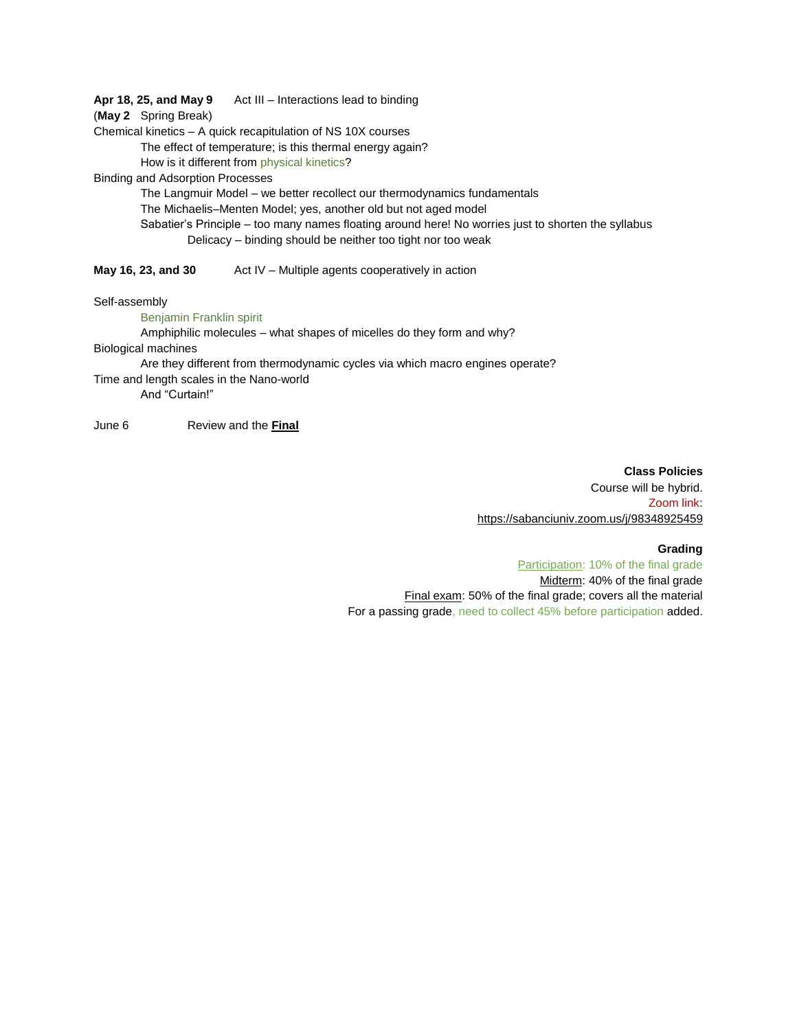**Apr 18, 25, and May 9** Act III – Interactions lead to binding

(**May 2** Spring Break)

Chemical kinetics – A quick recapitulation of NS 10X courses

- The effect of temperature; is this thermal energy again?
- How is it different from physical kinetics?

Binding and Adsorption Processes

- The Langmuir Model – we better recollect our thermodynamics fundamentals
- The Michaelis–Menten Model; yes, another old but not aged model
- Sabatier's Principle – too many names floating around here! No worries just to shorten the syllabus
  - Delicacy – binding should be neither too tight nor too weak

**May 16, 23, and 30** Act IV – Multiple agents cooperatively in action

Self-assembly

- Benjamin Franklin spirit
- Amphiphilic molecules – what shapes of micelles do they form and why?

Biological machines

- Are they different from thermodynamic cycles via which macro engines operate?

Time and length scales in the Nano-world

- And "Curtain!"

June 6 Review and the **Final**

**Class Policies**

Course will be hybrid.

Zoom link:
https://sabanciuniv.zoom.us/j/98348925459

**Grading**

Participation: 10% of the final grade

Midterm: 40% of the final grade

Final exam: 50% of the final grade; covers all the material

For a passing grade, need to collect 45% before participation added.